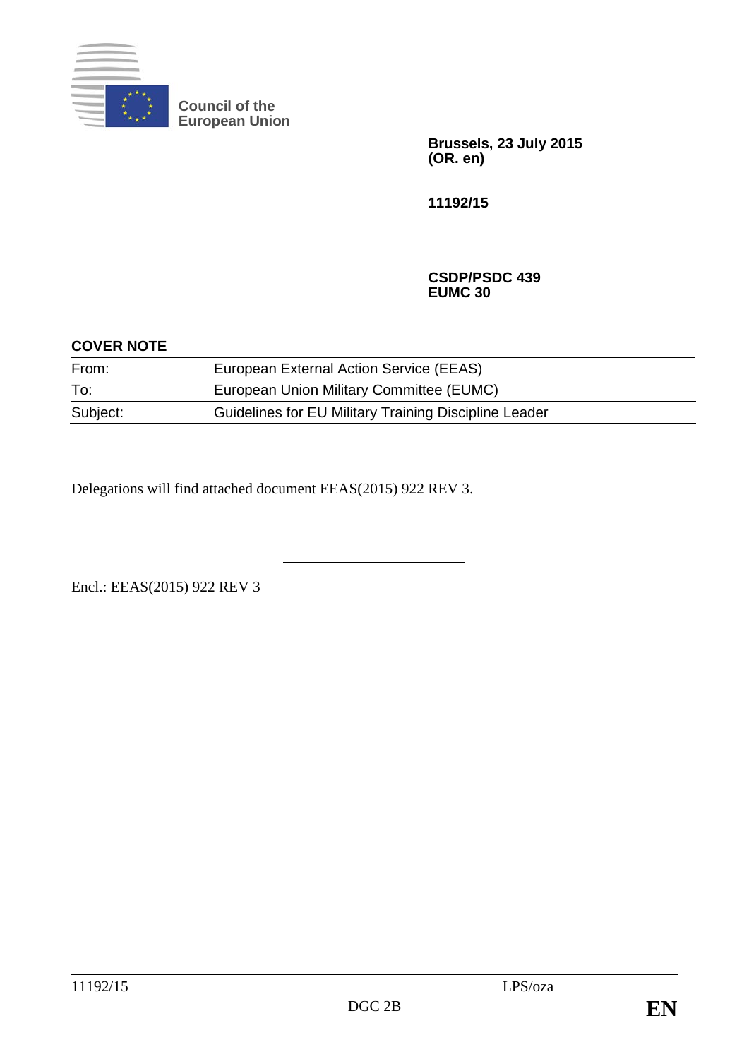**Council of the European Union**

**Brussels, 23 July 2015 (OR. en)**

**11192/15**

**CSDP/PSDC 439**
**EUMC 30**

**COVER NOTE**

| | |
|---|---|
| From: | European External Action Service (EEAS) |
| To: | European Union Military Committee (EUMC) |
| Subject: | Guidelines for EU Military Training Discipline Leader |

Delegations will find attached document EEAS(2015) 922 REV 3.

---

Encl.: EEAS(2015) 922 REV 3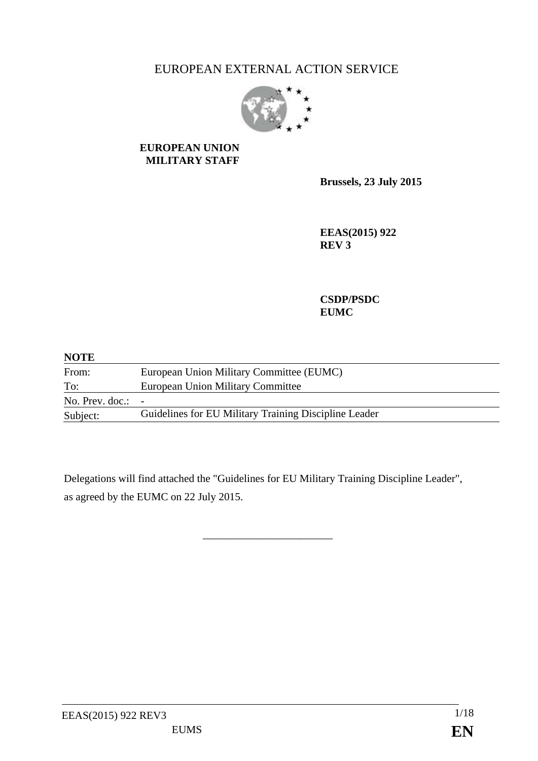EUROPEAN EXTERNAL ACTION SERVICE

**EUROPEAN UNION MILITARY STAFF**

**Brussels, 23 July 2015**

**EEAS(2015) 922 REV 3**

**CSDP/PSDC EUMC**

**NOTE**

| | |
|---|---|
| From: | European Union Military Committee (EUMC) |
| To: | European Union Military Committee |
| No. Prev. doc.: | - |
| Subject: | Guidelines for EU Military Training Discipline Leader |

Delegations will find attached the "Guidelines for EU Military Training Discipline Leader", as agreed by the EUMC on 22 July 2015.

\_\_\_\_\_\_\_\_\_\_\_\_\_\_\_\_\_\_\_\_\_\_\_\_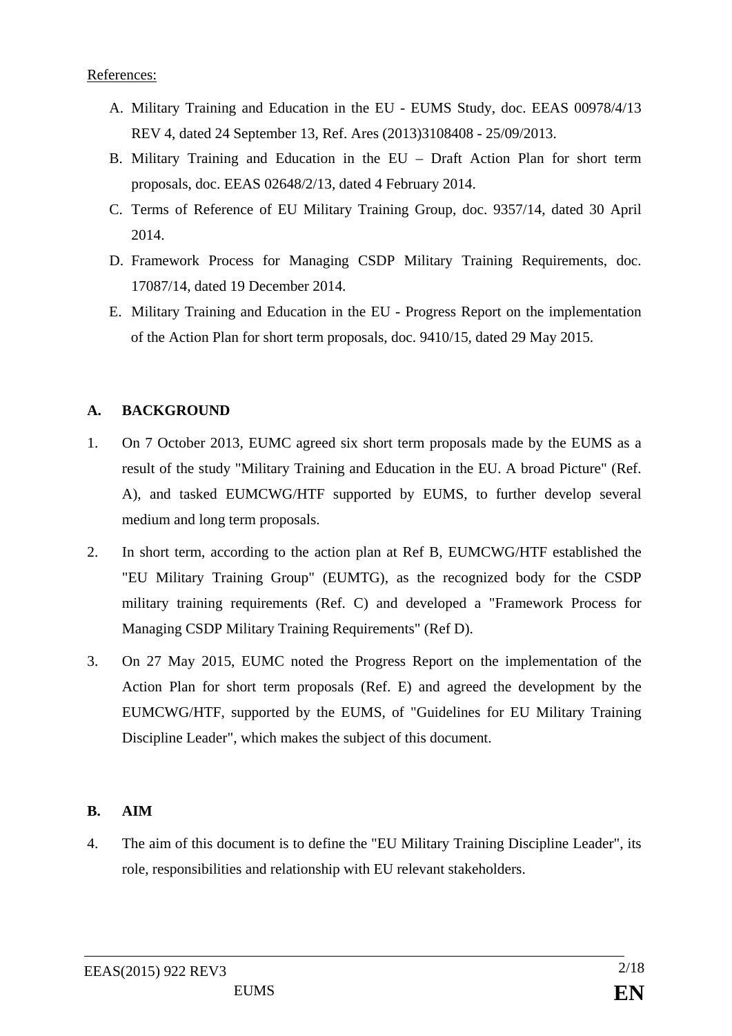References:

A. Military Training and Education in the EU - EUMS Study, doc. EEAS 00978/4/13 REV 4, dated 24 September 13, Ref. Ares (2013)3108408 - 25/09/2013.
B. Military Training and Education in the EU – Draft Action Plan for short term proposals, doc. EEAS 02648/2/13, dated 4 February 2014.
C. Terms of Reference of EU Military Training Group, doc. 9357/14, dated 30 April 2014.
D. Framework Process for Managing CSDP Military Training Requirements, doc. 17087/14, dated 19 December 2014.
E. Military Training and Education in the EU - Progress Report on the implementation of the Action Plan for short term proposals, doc. 9410/15, dated 29 May 2015.

## A. BACKGROUND

1. On 7 October 2013, EUMC agreed six short term proposals made by the EUMS as a result of the study "Military Training and Education in the EU. A broad Picture" (Ref. A), and tasked EUMCWG/HTF supported by EUMS, to further develop several medium and long term proposals.

2. In short term, according to the action plan at Ref B, EUMCWG/HTF established the "EU Military Training Group" (EUMTG), as the recognized body for the CSDP military training requirements (Ref. C) and developed a "Framework Process for Managing CSDP Military Training Requirements" (Ref D).

3. On 27 May 2015, EUMC noted the Progress Report on the implementation of the Action Plan for short term proposals (Ref. E) and agreed the development by the EUMCWG/HTF, supported by the EUMS, of "Guidelines for EU Military Training Discipline Leader", which makes the subject of this document.

## B. AIM

4. The aim of this document is to define the "EU Military Training Discipline Leader", its role, responsibilities and relationship with EU relevant stakeholders.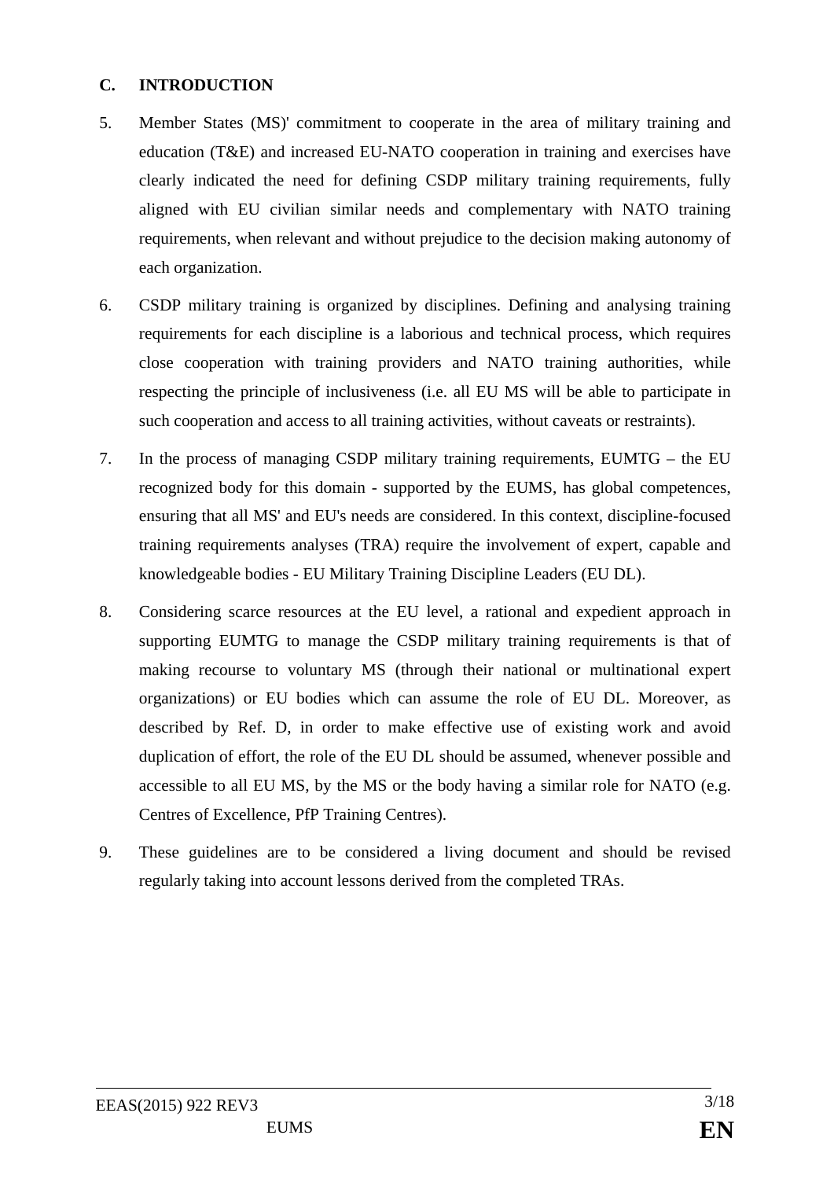## C. INTRODUCTION

5. Member States (MS)' commitment to cooperate in the area of military training and education (T&E) and increased EU-NATO cooperation in training and exercises have clearly indicated the need for defining CSDP military training requirements, fully aligned with EU civilian similar needs and complementary with NATO training requirements, when relevant and without prejudice to the decision making autonomy of each organization.

6. CSDP military training is organized by disciplines. Defining and analysing training requirements for each discipline is a laborious and technical process, which requires close cooperation with training providers and NATO training authorities, while respecting the principle of inclusiveness (i.e. all EU MS will be able to participate in such cooperation and access to all training activities, without caveats or restraints).

7. In the process of managing CSDP military training requirements, EUMTG – the EU recognized body for this domain - supported by the EUMS, has global competences, ensuring that all MS' and EU's needs are considered. In this context, discipline-focused training requirements analyses (TRA) require the involvement of expert, capable and knowledgeable bodies - EU Military Training Discipline Leaders (EU DL).

8. Considering scarce resources at the EU level, a rational and expedient approach in supporting EUMTG to manage the CSDP military training requirements is that of making recourse to voluntary MS (through their national or multinational expert organizations) or EU bodies which can assume the role of EU DL. Moreover, as described by Ref. D, in order to make effective use of existing work and avoid duplication of effort, the role of the EU DL should be assumed, whenever possible and accessible to all EU MS, by the MS or the body having a similar role for NATO (e.g. Centres of Excellence, PfP Training Centres).

9. These guidelines are to be considered a living document and should be revised regularly taking into account lessons derived from the completed TRAs.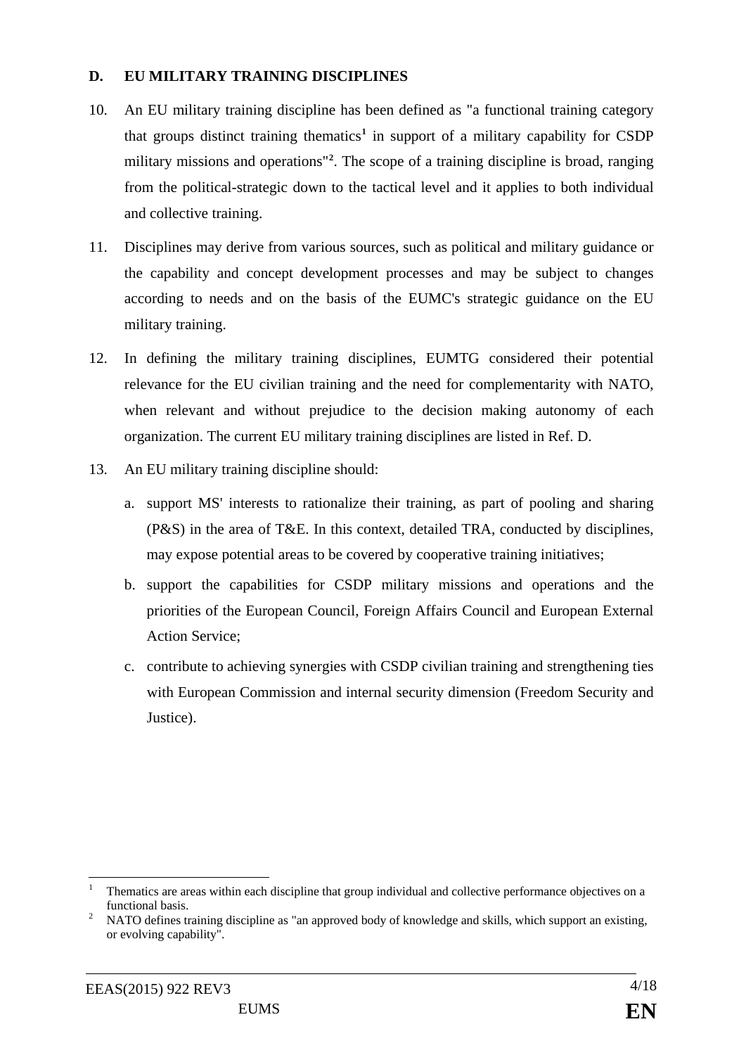## D. EU MILITARY TRAINING DISCIPLINES

10. An EU military training discipline has been defined as "a functional training category that groups distinct training thematics[1] in support of a military capability for CSDP military missions and operations"[2]. The scope of a training discipline is broad, ranging from the political-strategic down to the tactical level and it applies to both individual and collective training.

11. Disciplines may derive from various sources, such as political and military guidance or the capability and concept development processes and may be subject to changes according to needs and on the basis of the EUMC's strategic guidance on the EU military training.

12. In defining the military training disciplines, EUMTG considered their potential relevance for the EU civilian training and the need for complementarity with NATO, when relevant and without prejudice to the decision making autonomy of each organization. The current EU military training disciplines are listed in Ref. D.

13. An EU military training discipline should:

    a. support MS' interests to rationalize their training, as part of pooling and sharing (P&S) in the area of T&E. In this context, detailed TRA, conducted by disciplines, may expose potential areas to be covered by cooperative training initiatives;

    b. support the capabilities for CSDP military missions and operations and the priorities of the European Council, Foreign Affairs Council and European External Action Service;

    c. contribute to achieving synergies with CSDP civilian training and strengthening ties with European Commission and internal security dimension (Freedom Security and Justice).

---

[1] Thematics are areas within each discipline that group individual and collective performance objectives on a functional basis.

[2] NATO defines training discipline as "an approved body of knowledge and skills, which support an existing, or evolving capability".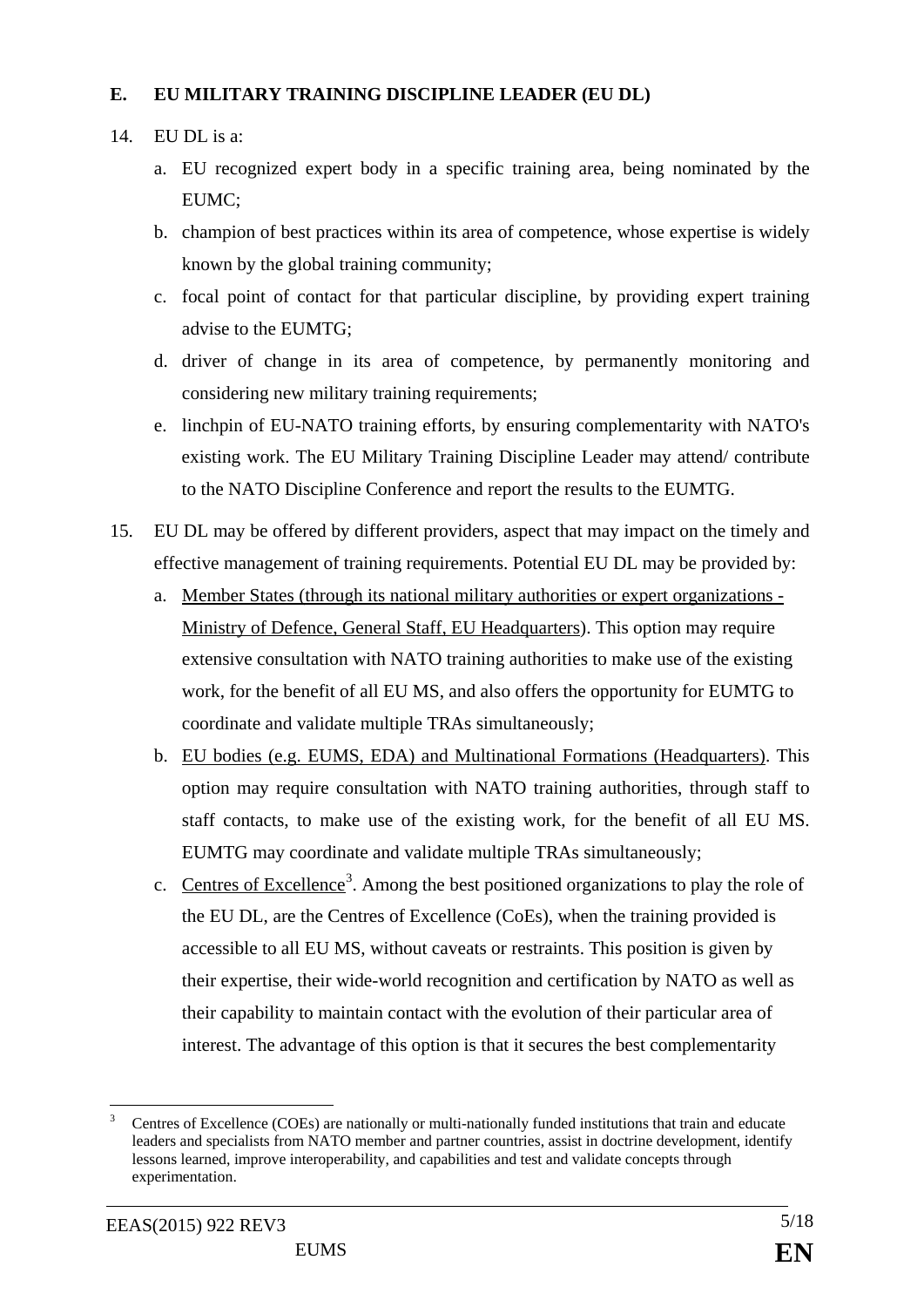## E. EU MILITARY TRAINING DISCIPLINE LEADER (EU DL)

14. EU DL is a:

    a. EU recognized expert body in a specific training area, being nominated by the EUMC;

    b. champion of best practices within its area of competence, whose expertise is widely known by the global training community;

    c. focal point of contact for that particular discipline, by providing expert training advise to the EUMTG;

    d. driver of change in its area of competence, by permanently monitoring and considering new military training requirements;

    e. linchpin of EU-NATO training efforts, by ensuring complementarity with NATO's existing work. The EU Military Training Discipline Leader may attend/ contribute to the NATO Discipline Conference and report the results to the EUMTG.

15. EU DL may be offered by different providers, aspect that may impact on the timely and effective management of training requirements. Potential EU DL may be provided by:

    a. <u>Member States (through its national military authorities or expert organizations - Ministry of Defence, General Staff, EU Headquarters)</u>. This option may require extensive consultation with NATO training authorities to make use of the existing work, for the benefit of all EU MS, and also offers the opportunity for EUMTG to coordinate and validate multiple TRAs simultaneously;

    b. <u>EU bodies (e.g. EUMS, EDA) and Multinational Formations (Headquarters)</u>. This option may require consultation with NATO training authorities, through staff to staff contacts, to make use of the existing work, for the benefit of all EU MS. EUMTG may coordinate and validate multiple TRAs simultaneously;

    c. <u>Centres of Excellence</u>[3]. Among the best positioned organizations to play the role of the EU DL, are the Centres of Excellence (CoEs), when the training provided is accessible to all EU MS, without caveats or restraints. This position is given by their expertise, their wide-world recognition and certification by NATO as well as their capability to maintain contact with the evolution of their particular area of interest. The advantage of this option is that it secures the best complementarity

---

[3] Centres of Excellence (COEs) are nationally or multi-nationally funded institutions that train and educate leaders and specialists from NATO member and partner countries, assist in doctrine development, identify lessons learned, improve interoperability, and capabilities and test and validate concepts through experimentation.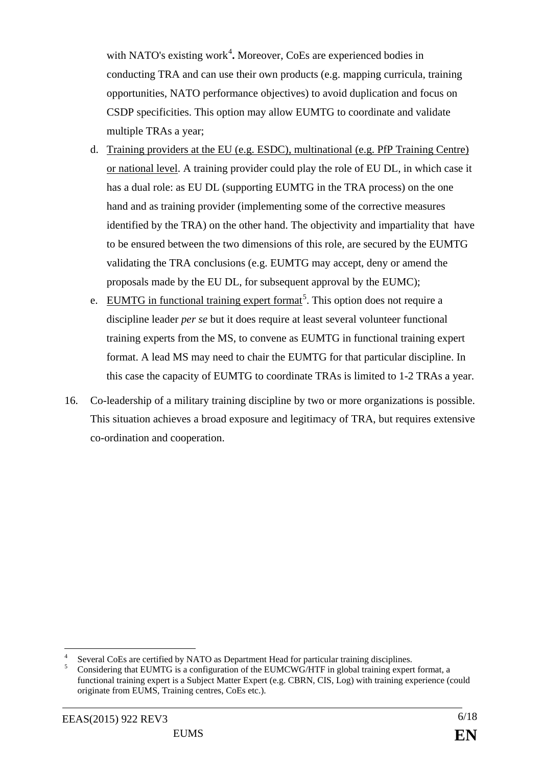with NATO's existing work[4]**.** Moreover, CoEs are experienced bodies in conducting TRA and can use their own products (e.g. mapping curricula, training opportunities, NATO performance objectives) to avoid duplication and focus on CSDP specificities. This option may allow EUMTG to coordinate and validate multiple TRAs a year;

d. <u>Training providers at the EU (e.g. ESDC), multinational (e.g. PfP Training Centre) or national level</u>. A training provider could play the role of EU DL, in which case it has a dual role: as EU DL (supporting EUMTG in the TRA process) on the one hand and as training provider (implementing some of the corrective measures identified by the TRA) on the other hand. The objectivity and impartiality that have to be ensured between the two dimensions of this role, are secured by the EUMTG validating the TRA conclusions (e.g. EUMTG may accept, deny or amend the proposals made by the EU DL, for subsequent approval by the EUMC);

e. <u>EUMTG in functional training expert format</u>[5]. This option does not require a discipline leader *per se* but it does require at least several volunteer functional training experts from the MS, to convene as EUMTG in functional training expert format. A lead MS may need to chair the EUMTG for that particular discipline. In this case the capacity of EUMTG to coordinate TRAs is limited to 1-2 TRAs a year.

16. Co-leadership of a military training discipline by two or more organizations is possible. This situation achieves a broad exposure and legitimacy of TRA, but requires extensive co-ordination and cooperation.

---

[4] Several CoEs are certified by NATO as Department Head for particular training disciplines.

[5] Considering that EUMTG is a configuration of the EUMCWG/HTF in global training expert format, a functional training expert is a Subject Matter Expert (e.g. CBRN, CIS, Log) with training experience (could originate from EUMS, Training centres, CoEs etc.).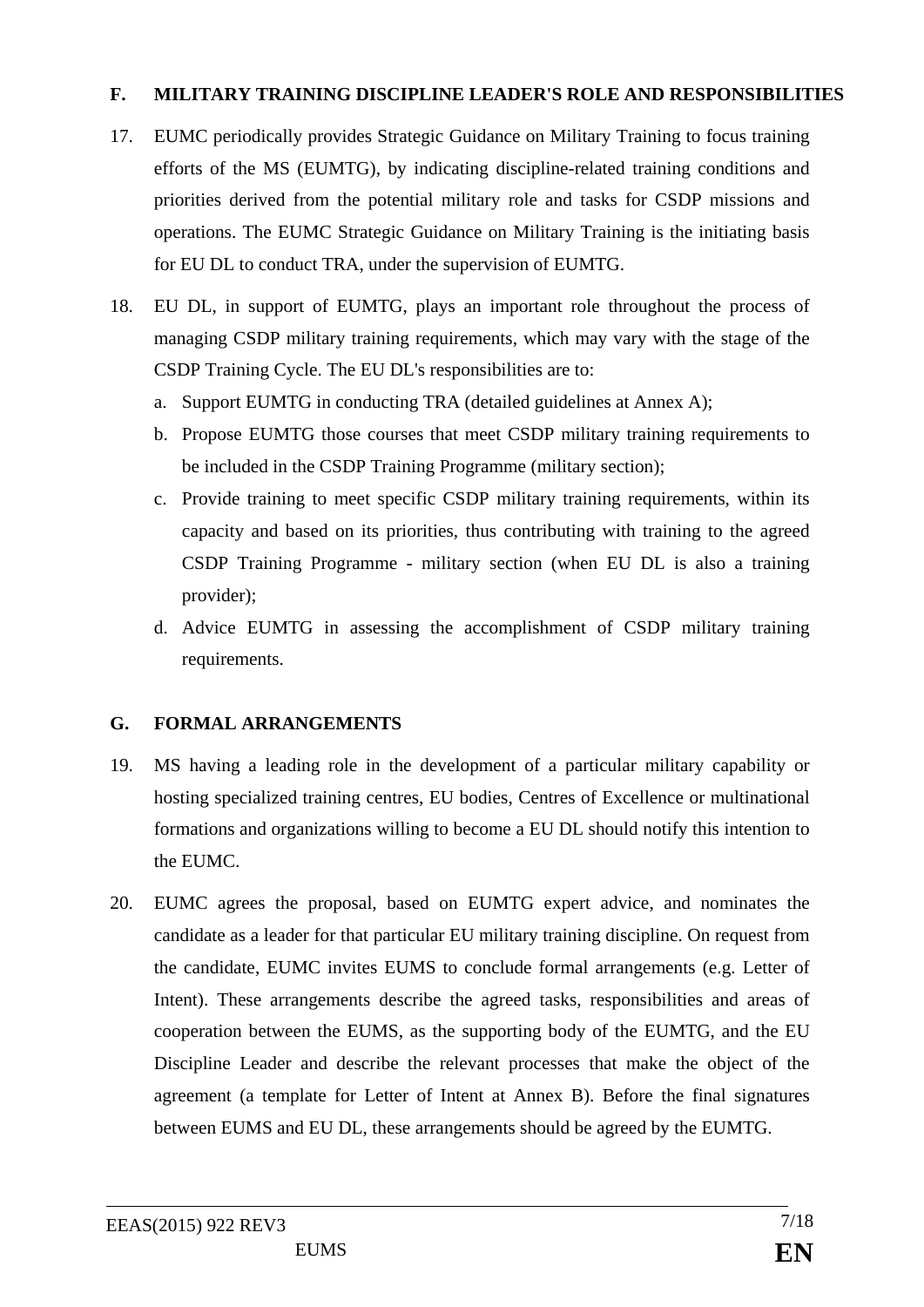## F. MILITARY TRAINING DISCIPLINE LEADER'S ROLE AND RESPONSIBILITIES

17. EUMC periodically provides Strategic Guidance on Military Training to focus training efforts of the MS (EUMTG), by indicating discipline-related training conditions and priorities derived from the potential military role and tasks for CSDP missions and operations. The EUMC Strategic Guidance on Military Training is the initiating basis for EU DL to conduct TRA, under the supervision of EUMTG.

18. EU DL, in support of EUMTG, plays an important role throughout the process of managing CSDP military training requirements, which may vary with the stage of the CSDP Training Cycle. The EU DL's responsibilities are to:
    a. Support EUMTG in conducting TRA (detailed guidelines at Annex A);
    b. Propose EUMTG those courses that meet CSDP military training requirements to be included in the CSDP Training Programme (military section);
    c. Provide training to meet specific CSDP military training requirements, within its capacity and based on its priorities, thus contributing with training to the agreed CSDP Training Programme - military section (when EU DL is also a training provider);
    d. Advice EUMTG in assessing the accomplishment of CSDP military training requirements.

## G. FORMAL ARRANGEMENTS

19. MS having a leading role in the development of a particular military capability or hosting specialized training centres, EU bodies, Centres of Excellence or multinational formations and organizations willing to become a EU DL should notify this intention to the EUMC.

20. EUMC agrees the proposal, based on EUMTG expert advice, and nominates the candidate as a leader for that particular EU military training discipline. On request from the candidate, EUMC invites EUMS to conclude formal arrangements (e.g. Letter of Intent). These arrangements describe the agreed tasks, responsibilities and areas of cooperation between the EUMS, as the supporting body of the EUMTG, and the EU Discipline Leader and describe the relevant processes that make the object of the agreement (a template for Letter of Intent at Annex B). Before the final signatures between EUMS and EU DL, these arrangements should be agreed by the EUMTG.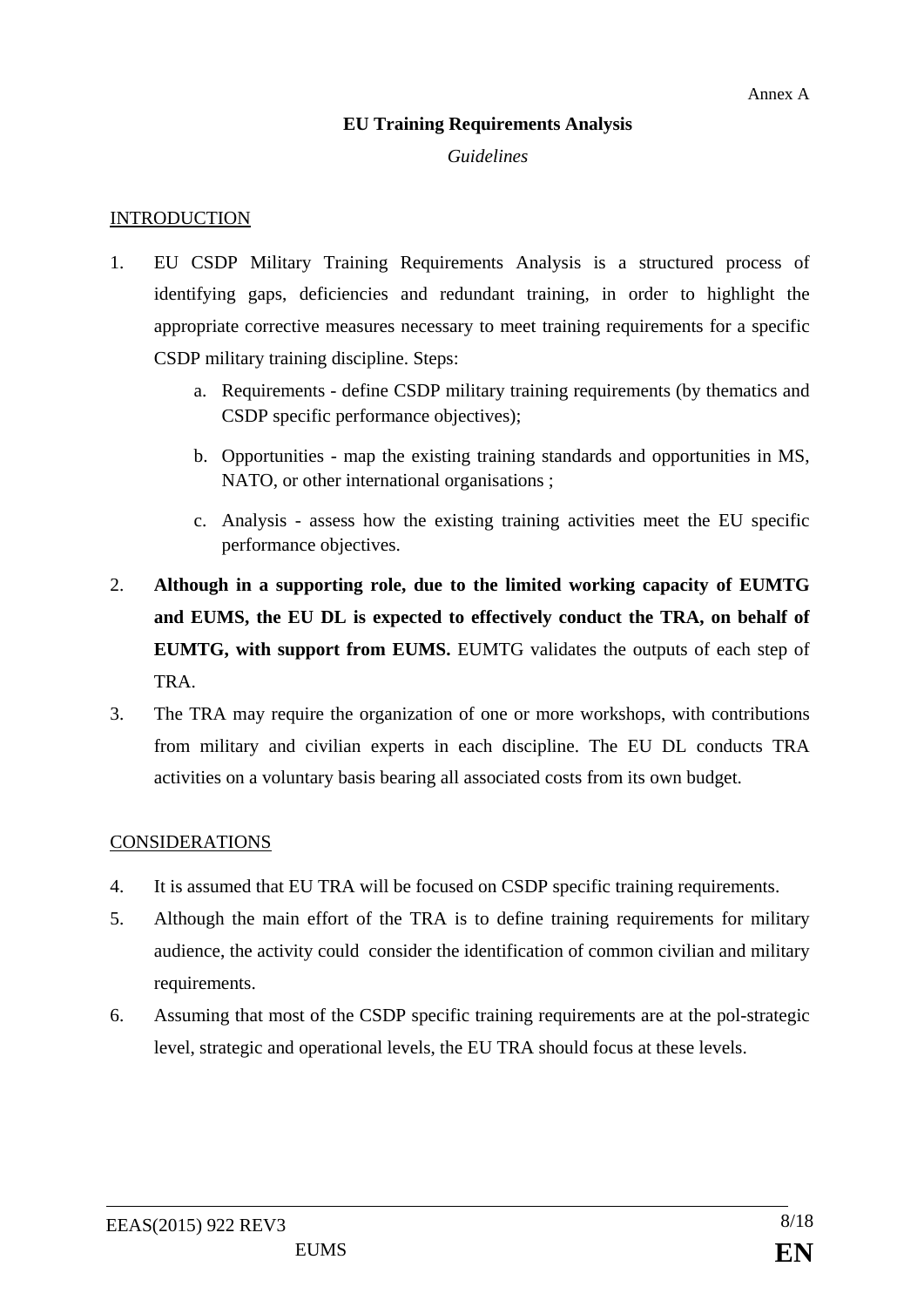Annex A

# EU Training Requirements Analysis

*Guidelines*

## INTRODUCTION

1. EU CSDP Military Training Requirements Analysis is a structured process of identifying gaps, deficiencies and redundant training, in order to highlight the appropriate corrective measures necessary to meet training requirements for a specific CSDP military training discipline. Steps:

   a. Requirements - define CSDP military training requirements (by thematics and CSDP specific performance objectives);

   b. Opportunities - map the existing training standards and opportunities in MS, NATO, or other international organisations ;

   c. Analysis - assess how the existing training activities meet the EU specific performance objectives.

2. **Although in a supporting role, due to the limited working capacity of EUMTG and EUMS, the EU DL is expected to effectively conduct the TRA, on behalf of EUMTG, with support from EUMS.** EUMTG validates the outputs of each step of TRA.

3. The TRA may require the organization of one or more workshops, with contributions from military and civilian experts in each discipline. The EU DL conducts TRA activities on a voluntary basis bearing all associated costs from its own budget.

## CONSIDERATIONS

4. It is assumed that EU TRA will be focused on CSDP specific training requirements.

5. Although the main effort of the TRA is to define training requirements for military audience, the activity could consider the identification of common civilian and military requirements.

6. Assuming that most of the CSDP specific training requirements are at the pol-strategic level, strategic and operational levels, the EU TRA should focus at these levels.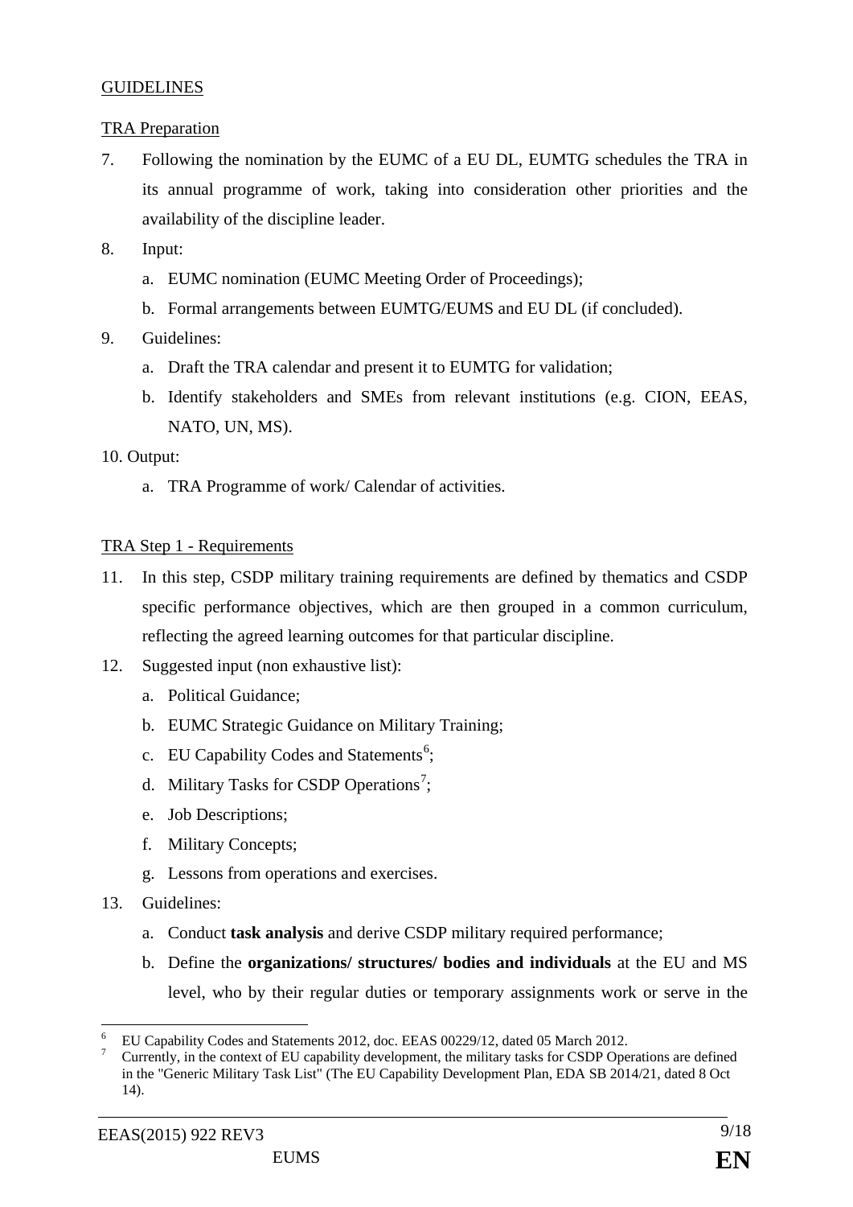GUIDELINES

TRA Preparation

7. Following the nomination by the EUMC of a EU DL, EUMTG schedules the TRA in its annual programme of work, taking into consideration other priorities and the availability of the discipline leader.

8. Input:
   a. EUMC nomination (EUMC Meeting Order of Proceedings);
   b. Formal arrangements between EUMTG/EUMS and EU DL (if concluded).

9. Guidelines:
   a. Draft the TRA calendar and present it to EUMTG for validation;
   b. Identify stakeholders and SMEs from relevant institutions (e.g. CION, EEAS, NATO, UN, MS).

10. Output:
   a. TRA Programme of work/ Calendar of activities.

TRA Step 1 - Requirements

11. In this step, CSDP military training requirements are defined by thematics and CSDP specific performance objectives, which are then grouped in a common curriculum, reflecting the agreed learning outcomes for that particular discipline.

12. Suggested input (non exhaustive list):
   a. Political Guidance;
   b. EUMC Strategic Guidance on Military Training;
   c. EU Capability Codes and Statements[6];
   d. Military Tasks for CSDP Operations[7];
   e. Job Descriptions;
   f. Military Concepts;
   g. Lessons from operations and exercises.

13. Guidelines:
   a. Conduct **task analysis** and derive CSDP military required performance;
   b. Define the **organizations/ structures/ bodies and individuals** at the EU and MS level, who by their regular duties or temporary assignments work or serve in the

---

[6] EU Capability Codes and Statements 2012, doc. EEAS 00229/12, dated 05 March 2012.

[7] Currently, in the context of EU capability development, the military tasks for CSDP Operations are defined in the "Generic Military Task List" (The EU Capability Development Plan, EDA SB 2014/21, dated 8 Oct 14).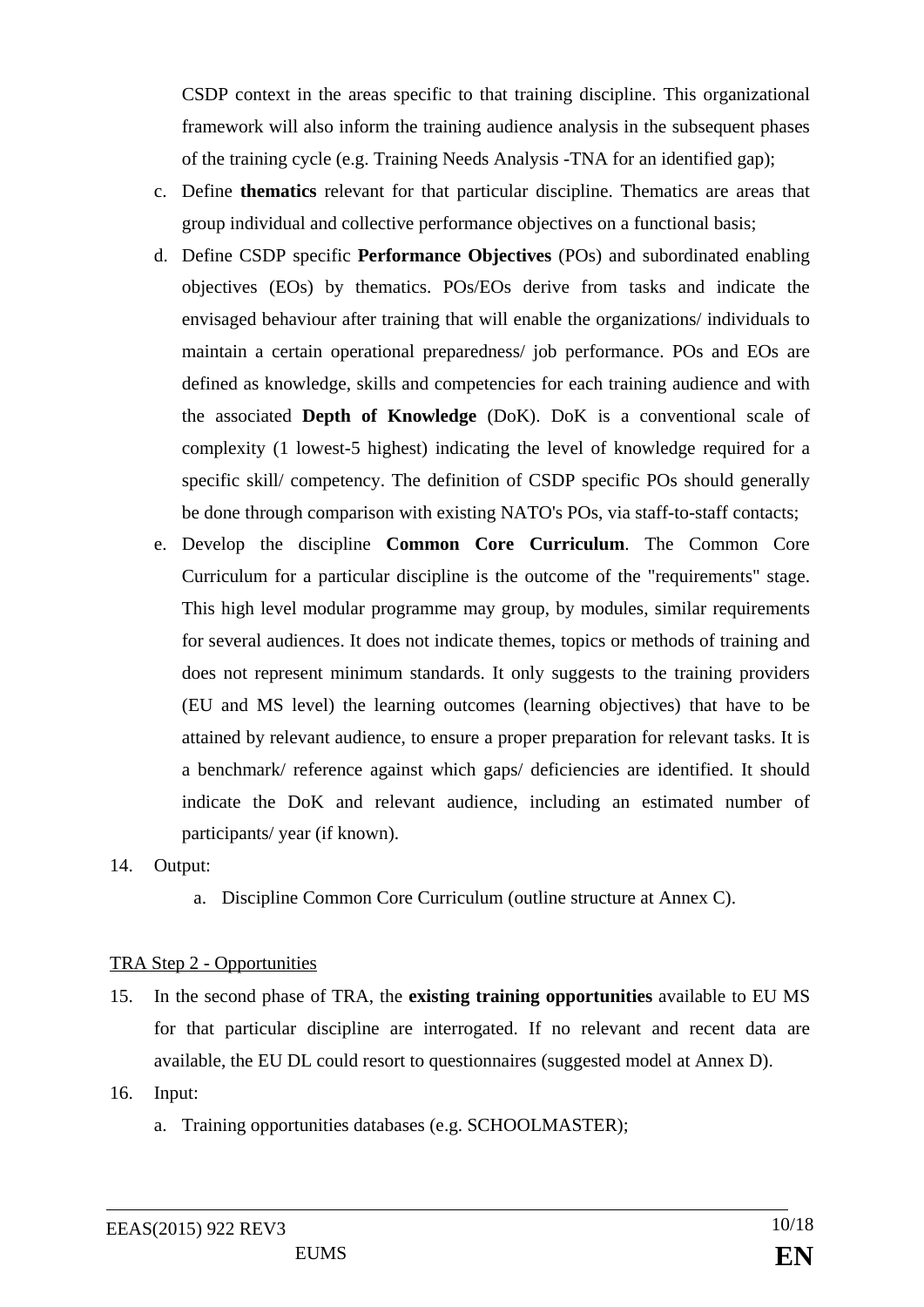CSDP context in the areas specific to that training discipline. This organizational framework will also inform the training audience analysis in the subsequent phases of the training cycle (e.g. Training Needs Analysis -TNA for an identified gap);

c. Define **thematics** relevant for that particular discipline. Thematics are areas that group individual and collective performance objectives on a functional basis;

d. Define CSDP specific **Performance Objectives** (POs) and subordinated enabling objectives (EOs) by thematics. POs/EOs derive from tasks and indicate the envisaged behaviour after training that will enable the organizations/ individuals to maintain a certain operational preparedness/ job performance. POs and EOs are defined as knowledge, skills and competencies for each training audience and with the associated **Depth of Knowledge** (DoK). DoK is a conventional scale of complexity (1 lowest-5 highest) indicating the level of knowledge required for a specific skill/ competency. The definition of CSDP specific POs should generally be done through comparison with existing NATO's POs, via staff-to-staff contacts;

e. Develop the discipline **Common Core Curriculum**. The Common Core Curriculum for a particular discipline is the outcome of the "requirements" stage. This high level modular programme may group, by modules, similar requirements for several audiences. It does not indicate themes, topics or methods of training and does not represent minimum standards. It only suggests to the training providers (EU and MS level) the learning outcomes (learning objectives) that have to be attained by relevant audience, to ensure a proper preparation for relevant tasks. It is a benchmark/ reference against which gaps/ deficiencies are identified. It should indicate the DoK and relevant audience, including an estimated number of participants/ year (if known).

14. Output:

    a. Discipline Common Core Curriculum (outline structure at Annex C).

TRA Step 2 - Opportunities

15. In the second phase of TRA, the **existing training opportunities** available to EU MS for that particular discipline are interrogated. If no relevant and recent data are available, the EU DL could resort to questionnaires (suggested model at Annex D).

16. Input:

    a. Training opportunities databases (e.g. SCHOOLMASTER);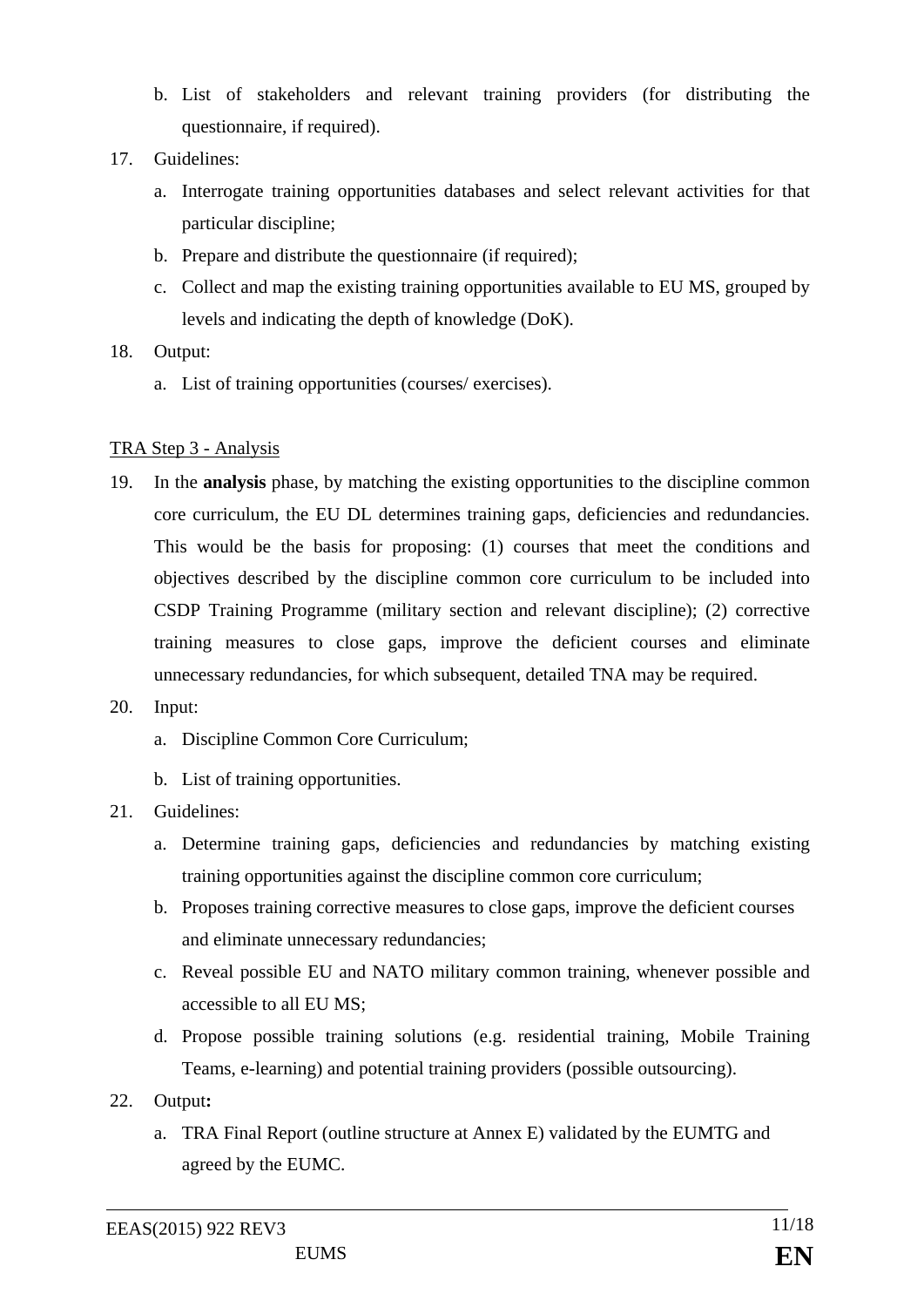b. List of stakeholders and relevant training providers (for distributing the questionnaire, if required).

17. Guidelines:

    a. Interrogate training opportunities databases and select relevant activities for that particular discipline;

    b. Prepare and distribute the questionnaire (if required);

    c. Collect and map the existing training opportunities available to EU MS, grouped by levels and indicating the depth of knowledge (DoK).

18. Output:

    a. List of training opportunities (courses/ exercises).

<u>TRA Step 3 - Analysis</u>

19. In the **analysis** phase, by matching the existing opportunities to the discipline common core curriculum, the EU DL determines training gaps, deficiencies and redundancies. This would be the basis for proposing: (1) courses that meet the conditions and objectives described by the discipline common core curriculum to be included into CSDP Training Programme (military section and relevant discipline); (2) corrective training measures to close gaps, improve the deficient courses and eliminate unnecessary redundancies, for which subsequent, detailed TNA may be required.

20. Input:

    a. Discipline Common Core Curriculum;

    b. List of training opportunities.

21. Guidelines:

    a. Determine training gaps, deficiencies and redundancies by matching existing training opportunities against the discipline common core curriculum;

    b. Proposes training corrective measures to close gaps, improve the deficient courses and eliminate unnecessary redundancies;

    c. Reveal possible EU and NATO military common training, whenever possible and accessible to all EU MS;

    d. Propose possible training solutions (e.g. residential training, Mobile Training Teams, e-learning) and potential training providers (possible outsourcing).

22. Output**:**

    a. TRA Final Report (outline structure at Annex E) validated by the EUMTG and agreed by the EUMC.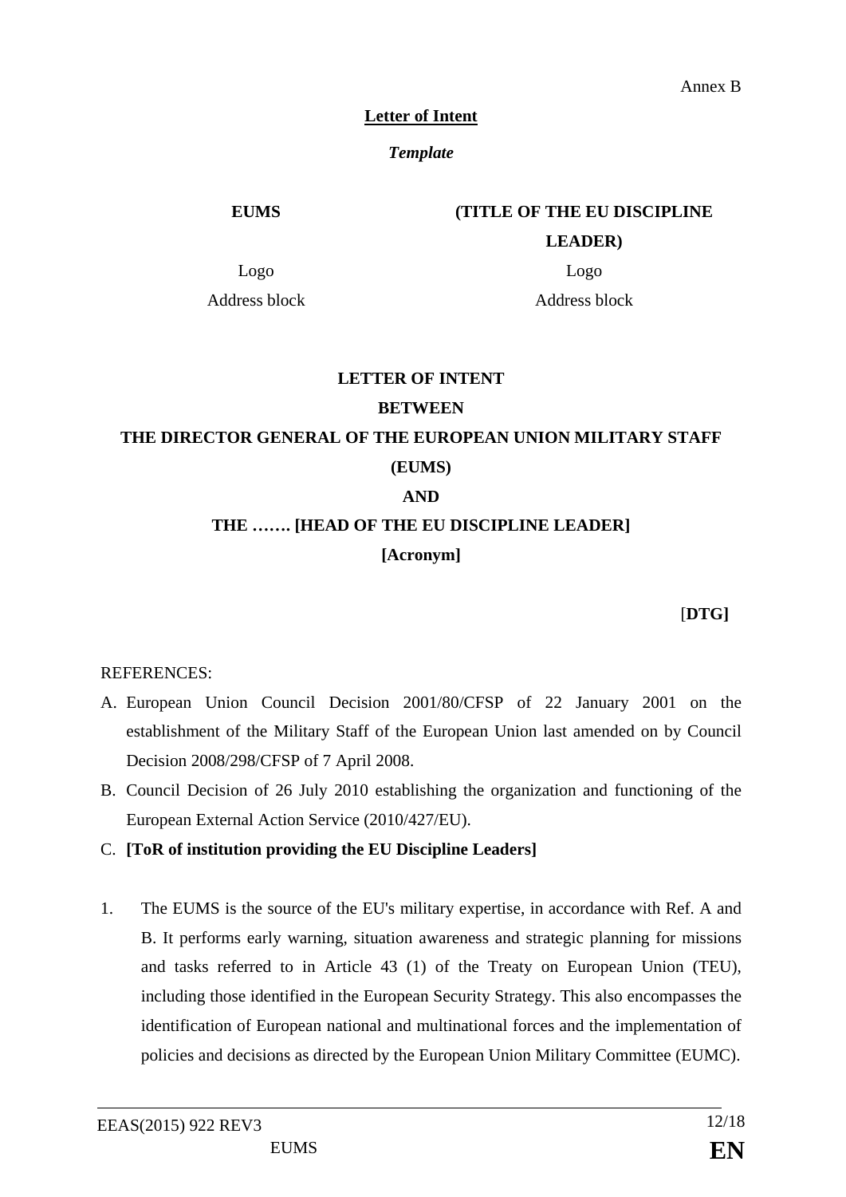Annex B

**Letter of Intent**

***Template***

| **EUMS** | **(TITLE OF THE EU DISCIPLINE LEADER)** |
|---|---|
| Logo | Logo |
| Address block | Address block |

**LETTER OF INTENT**

**BETWEEN**

**THE DIRECTOR GENERAL OF THE EUROPEAN UNION MILITARY STAFF (EUMS)**

**AND**

**THE ……. [HEAD OF THE EU DISCIPLINE LEADER]**

**[Acronym]**

[**DTG]**

REFERENCES:

A. European Union Council Decision 2001/80/CFSP of 22 January 2001 on the establishment of the Military Staff of the European Union last amended on by Council Decision 2008/298/CFSP of 7 April 2008.
B. Council Decision of 26 July 2010 establishing the organization and functioning of the European External Action Service (2010/427/EU).
C. **[ToR of institution providing the EU Discipline Leaders]**

1. The EUMS is the source of the EU's military expertise, in accordance with Ref. A and B. It performs early warning, situation awareness and strategic planning for missions and tasks referred to in Article 43 (1) of the Treaty on European Union (TEU), including those identified in the European Security Strategy. This also encompasses the identification of European national and multinational forces and the implementation of policies and decisions as directed by the European Union Military Committee (EUMC).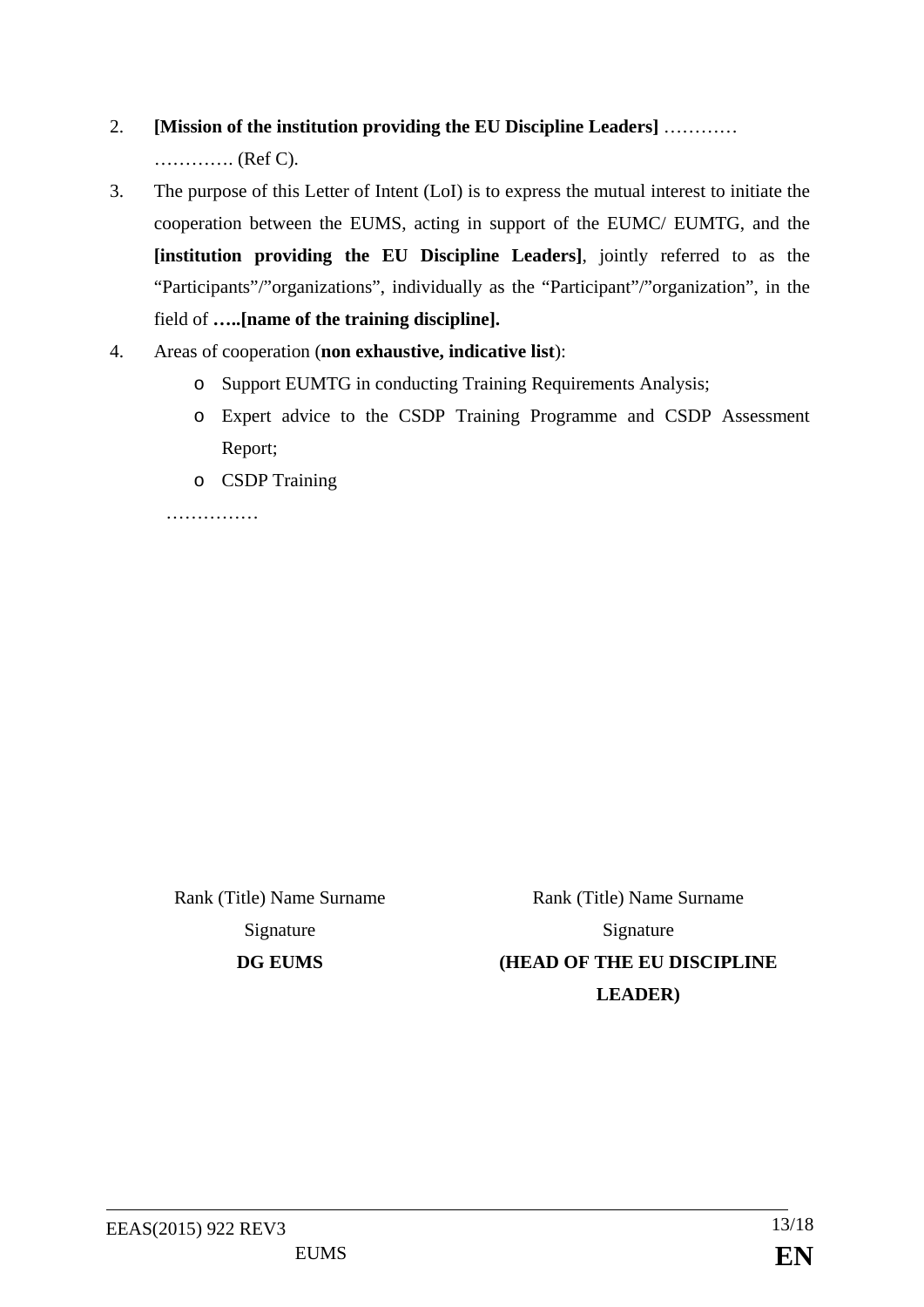2. **[Mission of the institution providing the EU Discipline Leaders]** ………… …………. (Ref C).

3. The purpose of this Letter of Intent (LoI) is to express the mutual interest to initiate the cooperation between the EUMS, acting in support of the EUMC/ EUMTG, and the **[institution providing the EU Discipline Leaders]**, jointly referred to as the "Participants"/"organizations", individually as the "Participant"/"organization", in the field of **…..[name of the training discipline].**

4. Areas of cooperation (**non exhaustive, indicative list**):
   - Support EUMTG in conducting Training Requirements Analysis;
   - Expert advice to the CSDP Training Programme and CSDP Assessment Report;
   - CSDP Training

   ……………

| Rank (Title) Name Surname | Rank (Title) Name Surname |
|---|---|
| Signature | Signature |
| **DG EUMS** | **(HEAD OF THE EU DISCIPLINE LEADER)** |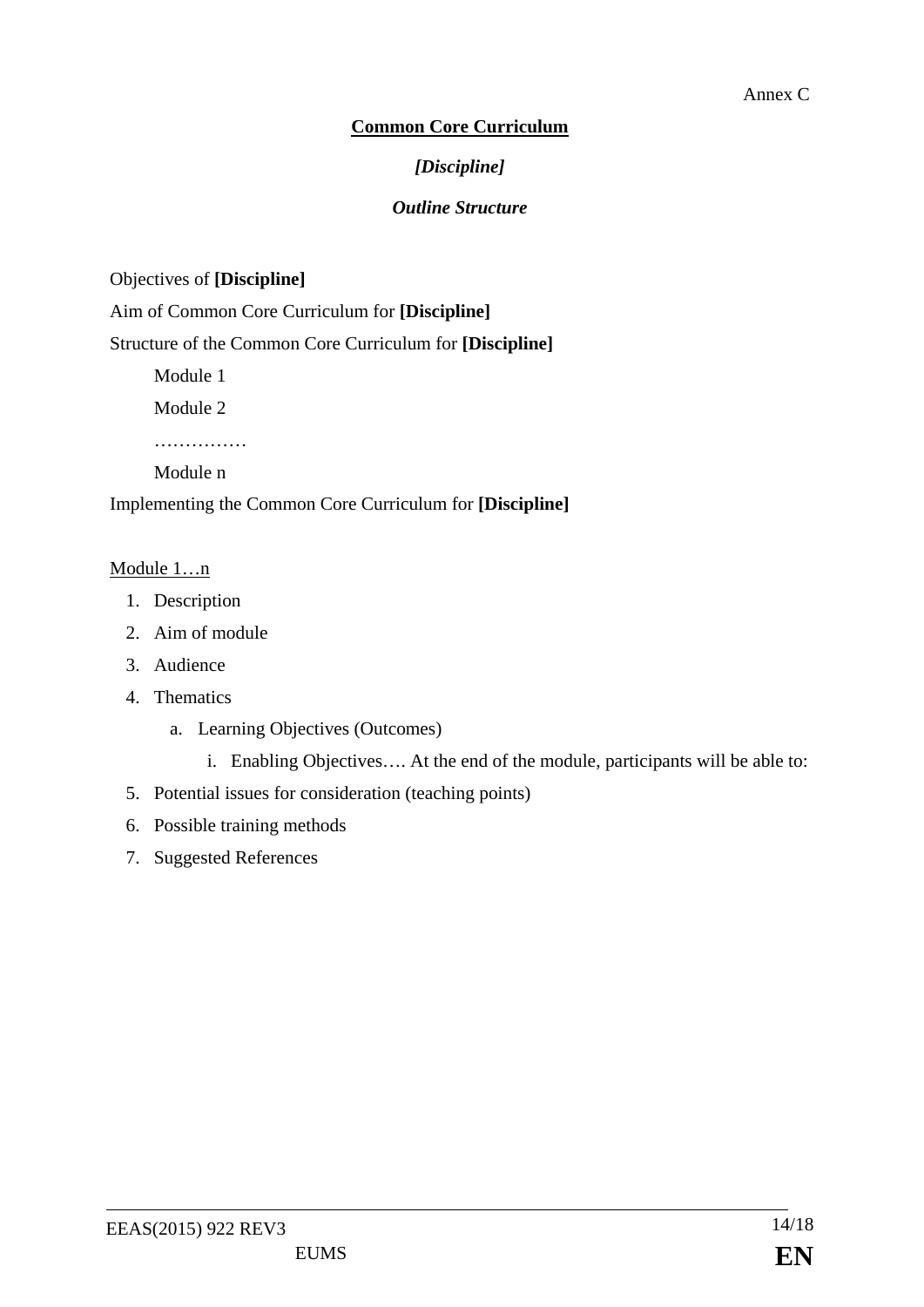Annex C

**Common Core Curriculum**

***[Discipline]***

***Outline Structure***

Objectives of **[Discipline]**

Aim of Common Core Curriculum for **[Discipline]**

Structure of the Common Core Curriculum for **[Discipline]**

Module 1

Module 2

……………

Module n

Implementing the Common Core Curriculum for **[Discipline]**

Module 1…n

1. Description
2. Aim of module
3. Audience
4. Thematics
    a. Learning Objectives (Outcomes)
        i. Enabling Objectives…. At the end of the module, participants will be able to:
5. Potential issues for consideration (teaching points)
6. Possible training methods
7. Suggested References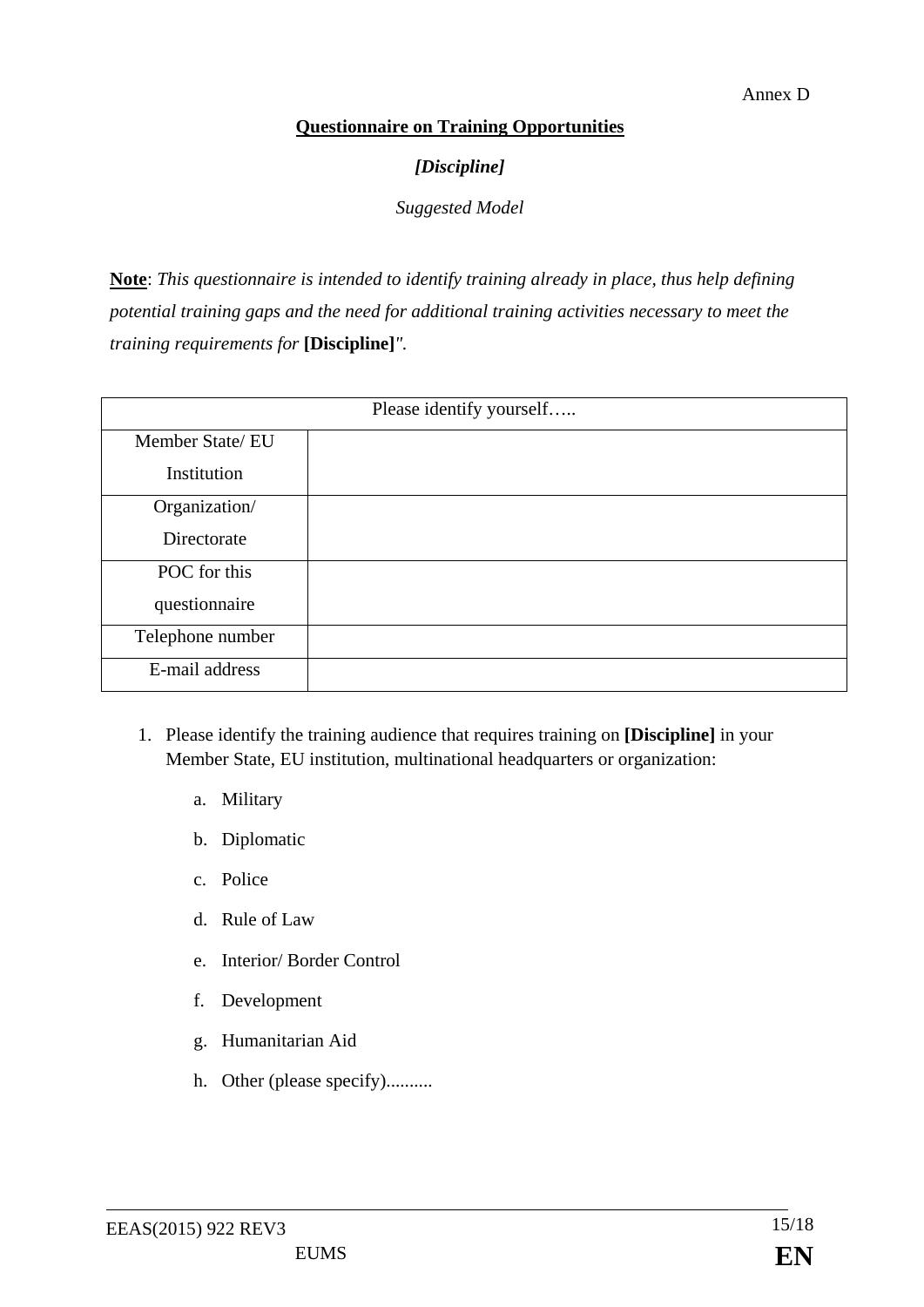Annex D

**Questionnaire on Training Opportunities**

***[Discipline]***

*Suggested Model*

**Note**: *This questionnaire is intended to identify training already in place, thus help defining potential training gaps and the need for additional training activities necessary to meet the training requirements for* **[Discipline]***".*

| Please identify yourself….. | |
|---|---|
| Member State/ EU Institution | |
| Organization/ Directorate | |
| POC for this questionnaire | |
| Telephone number | |
| E-mail address | |

1. Please identify the training audience that requires training on **[Discipline]** in your Member State, EU institution, multinational headquarters or organization:

    a. Military

    b. Diplomatic

    c. Police

    d. Rule of Law

    e. Interior/ Border Control

    f. Development

    g. Humanitarian Aid

    h. Other (please specify)..........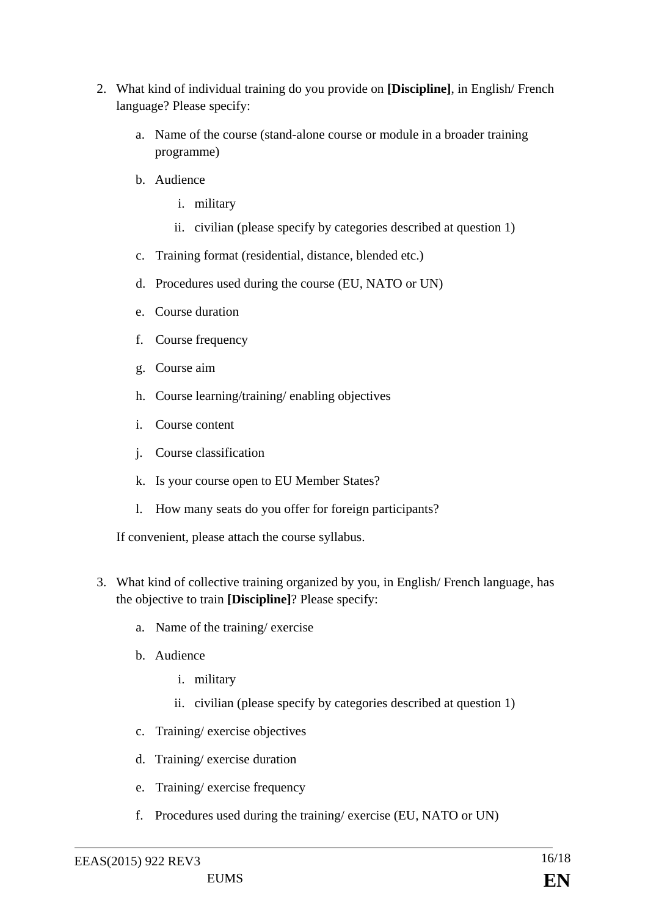2. What kind of individual training do you provide on **[Discipline]**, in English/ French language? Please specify:

    a. Name of the course (stand-alone course or module in a broader training programme)

    b. Audience

        i. military

        ii. civilian (please specify by categories described at question 1)

    c. Training format (residential, distance, blended etc.)

    d. Procedures used during the course (EU, NATO or UN)

    e. Course duration

    f. Course frequency

    g. Course aim

    h. Course learning/training/ enabling objectives

    i. Course content

    j. Course classification

    k. Is your course open to EU Member States?

    l. How many seats do you offer for foreign participants?

    If convenient, please attach the course syllabus.

3. What kind of collective training organized by you, in English/ French language, has the objective to train **[Discipline]**? Please specify:

    a. Name of the training/ exercise

    b. Audience

        i. military

        ii. civilian (please specify by categories described at question 1)

    c. Training/ exercise objectives

    d. Training/ exercise duration

    e. Training/ exercise frequency

    f. Procedures used during the training/ exercise (EU, NATO or UN)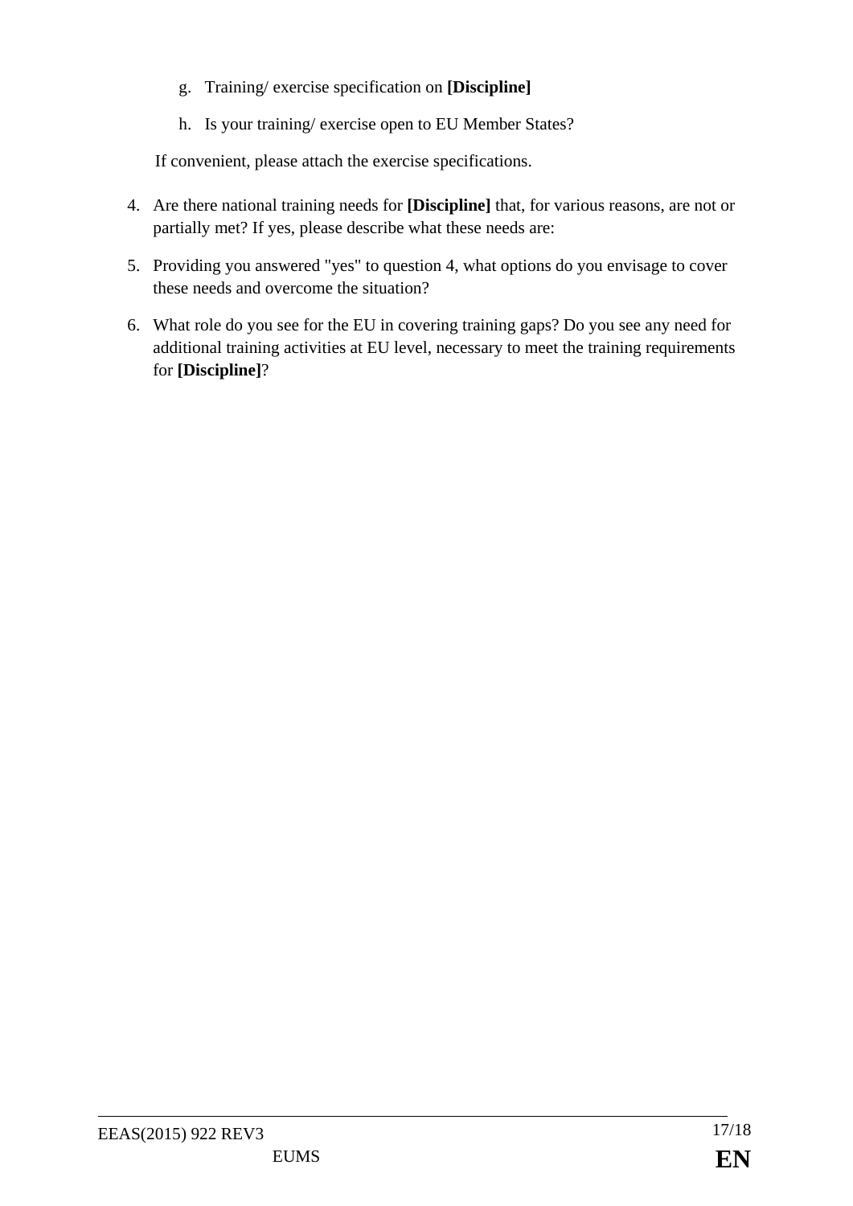g. Training/ exercise specification on **[Discipline]**

   h. Is your training/ exercise open to EU Member States?

   If convenient, please attach the exercise specifications.

4. Are there national training needs for **[Discipline]** that, for various reasons, are not or partially met? If yes, please describe what these needs are:

5. Providing you answered "yes" to question 4, what options do you envisage to cover these needs and overcome the situation?

6. What role do you see for the EU in covering training gaps? Do you see any need for additional training activities at EU level, necessary to meet the training requirements for **[Discipline]**?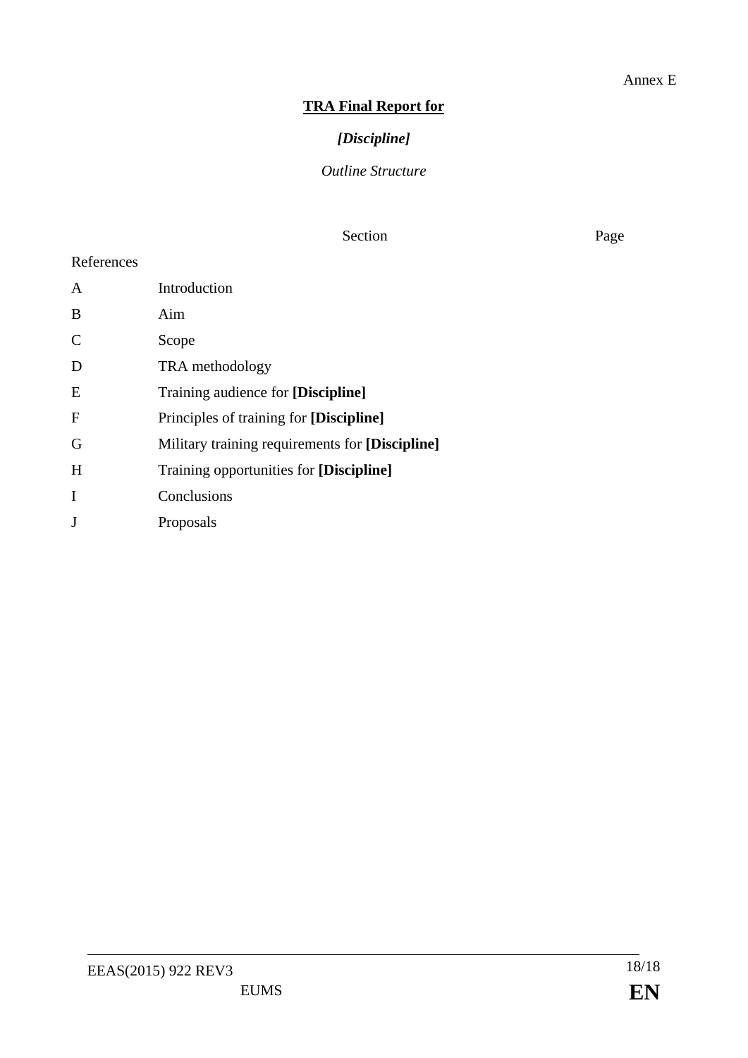Annex E

**TRA Final Report for**

***[Discipline]***

*Outline Structure*

| | Section | Page |
|---|---|---|
| References | | |
| A | Introduction | |
| B | Aim | |
| C | Scope | |
| D | TRA methodology | |
| E | Training audience for **[Discipline]** | |
| F | Principles of training for **[Discipline]** | |
| G | Military training requirements for **[Discipline]** | |
| H | Training opportunities for **[Discipline]** | |
| I | Conclusions | |
| J | Proposals | |